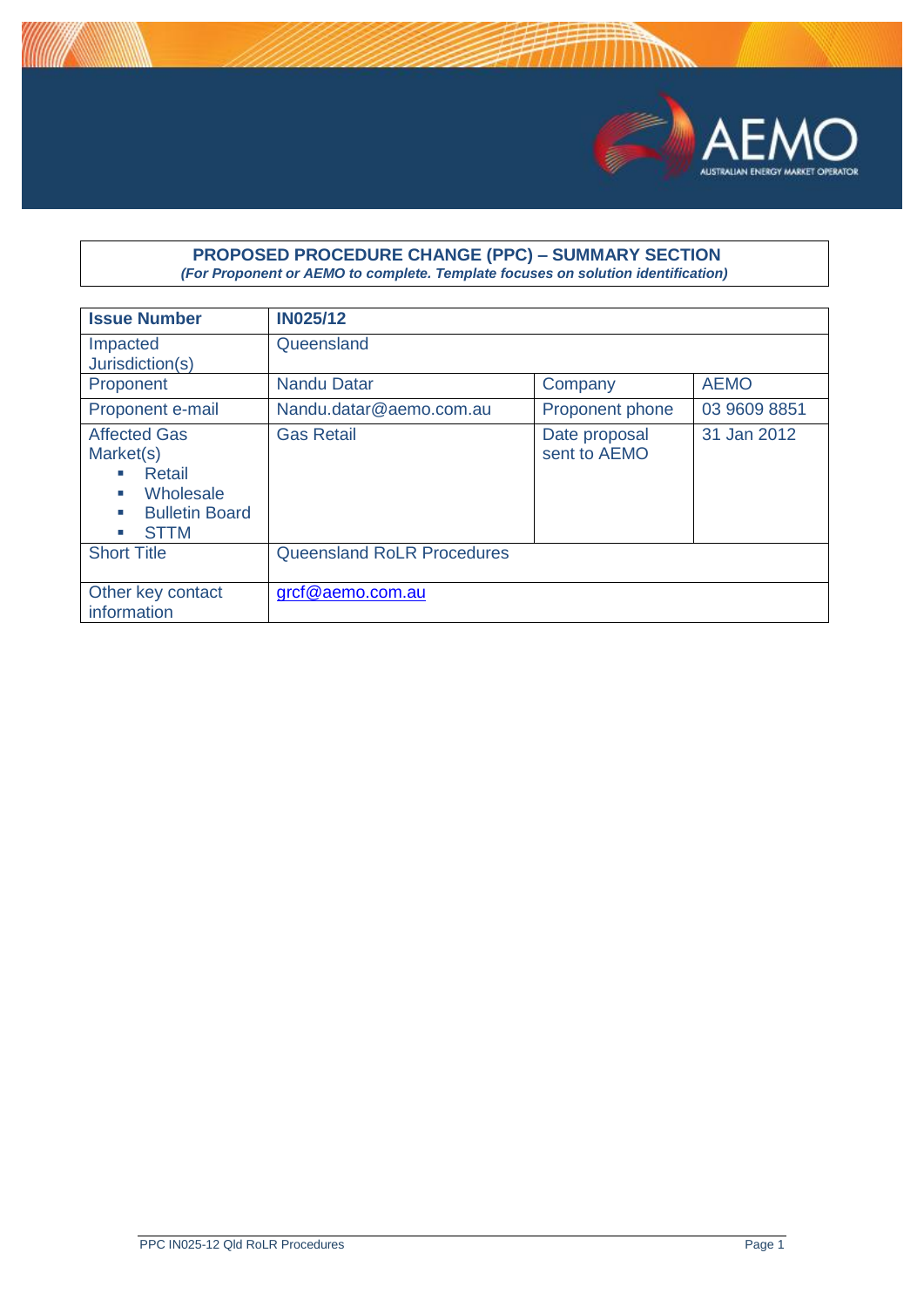| **PROPOSED PROCEDURE CHANGE (PPC) – SUMMARY SECTION**<br>***(For Proponent or AEMO to complete. Template focuses on solution identification)*** |
|---|

| **Issue Number** | **IN025/12** | | |
|---|---|---|---|
| Impacted Jurisdiction(s) | Queensland | | |
| Proponent | Nandu Datar | Company | AEMO |
| Proponent e-mail | Nandu.datar@aemo.com.au | Proponent phone | 03 9609 8851 |
| Affected Gas Market(s)<br>▪ Retail<br>▪ Wholesale<br>▪ Bulletin Board<br>▪ STTM | Gas Retail | Date proposal sent to AEMO | 31 Jan 2012 |
| Short Title | Queensland RoLR Procedures | | |
| Other key contact information | grcf@aemo.com.au | | |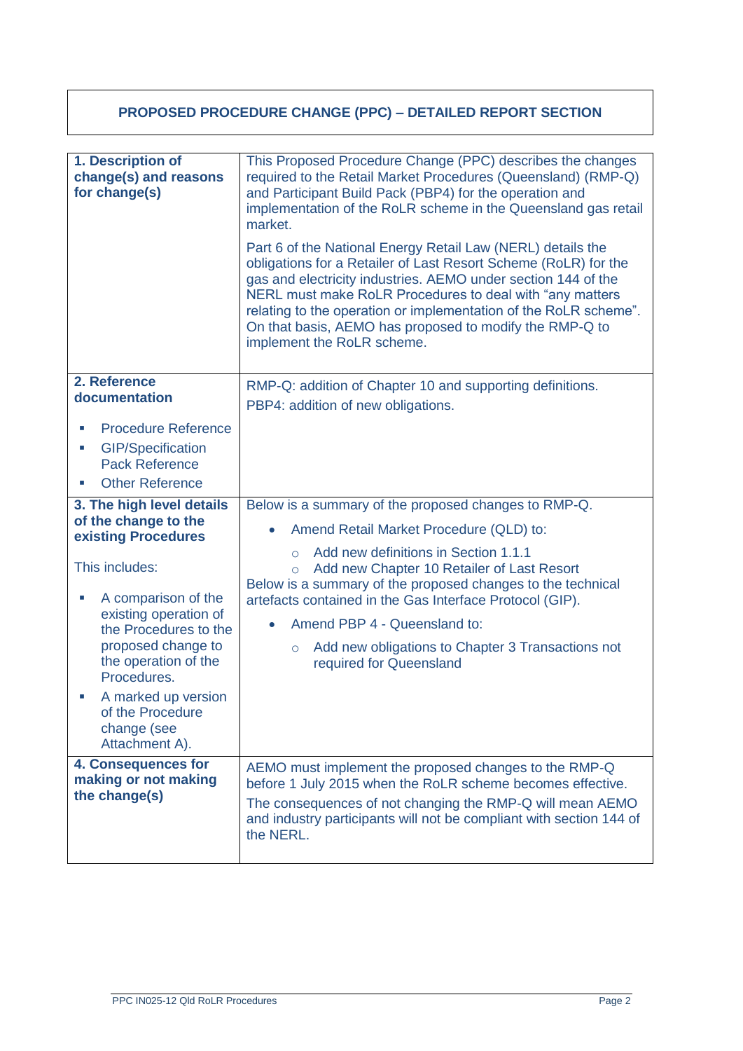## PROPOSED PROCEDURE CHANGE (PPC) – DETAILED REPORT SECTION

| | |
|---|---|
| **1. Description of change(s) and reasons for change(s)** | This Proposed Procedure Change (PPC) describes the changes required to the Retail Market Procedures (Queensland) (RMP-Q) and Participant Build Pack (PBP4) for the operation and implementation of the RoLR scheme in the Queensland gas retail market.<br><br>Part 6 of the National Energy Retail Law (NERL) details the obligations for a Retailer of Last Resort Scheme (RoLR) for the gas and electricity industries. AEMO under section 144 of the NERL must make RoLR Procedures to deal with "any matters relating to the operation or implementation of the RoLR scheme". On that basis, AEMO has proposed to modify the RMP-Q to implement the RoLR scheme. |
| **2. Reference documentation**<br><br>▪ Procedure Reference<br>▪ GIP/Specification Pack Reference<br>▪ Other Reference | RMP-Q: addition of Chapter 10 and supporting definitions.<br><br>PBP4: addition of new obligations. |
| **3. The high level details of the change to the existing Procedures**<br><br>This includes:<br><br>▪ A comparison of the existing operation of the Procedures to the proposed change to the operation of the Procedures.<br>▪ A marked up version of the Procedure change (see Attachment A). | Below is a summary of the proposed changes to RMP-Q.<br><br>• Amend Retail Market Procedure (QLD) to:<br>&nbsp;&nbsp;&nbsp;&nbsp;○ Add new definitions in Section 1.1.1<br>&nbsp;&nbsp;&nbsp;&nbsp;○ Add new Chapter 10 Retailer of Last Resort<br><br>Below is a summary of the proposed changes to the technical artefacts contained in the Gas Interface Protocol (GIP).<br><br>• Amend PBP 4 - Queensland to:<br>&nbsp;&nbsp;&nbsp;&nbsp;○ Add new obligations to Chapter 3 Transactions not required for Queensland |
| **4. Consequences for making or not making the change(s)** | AEMO must implement the proposed changes to the RMP-Q before 1 July 2015 when the RoLR scheme becomes effective.<br><br>The consequences of not changing the RMP-Q will mean AEMO and industry participants will not be compliant with section 144 of the NERL. |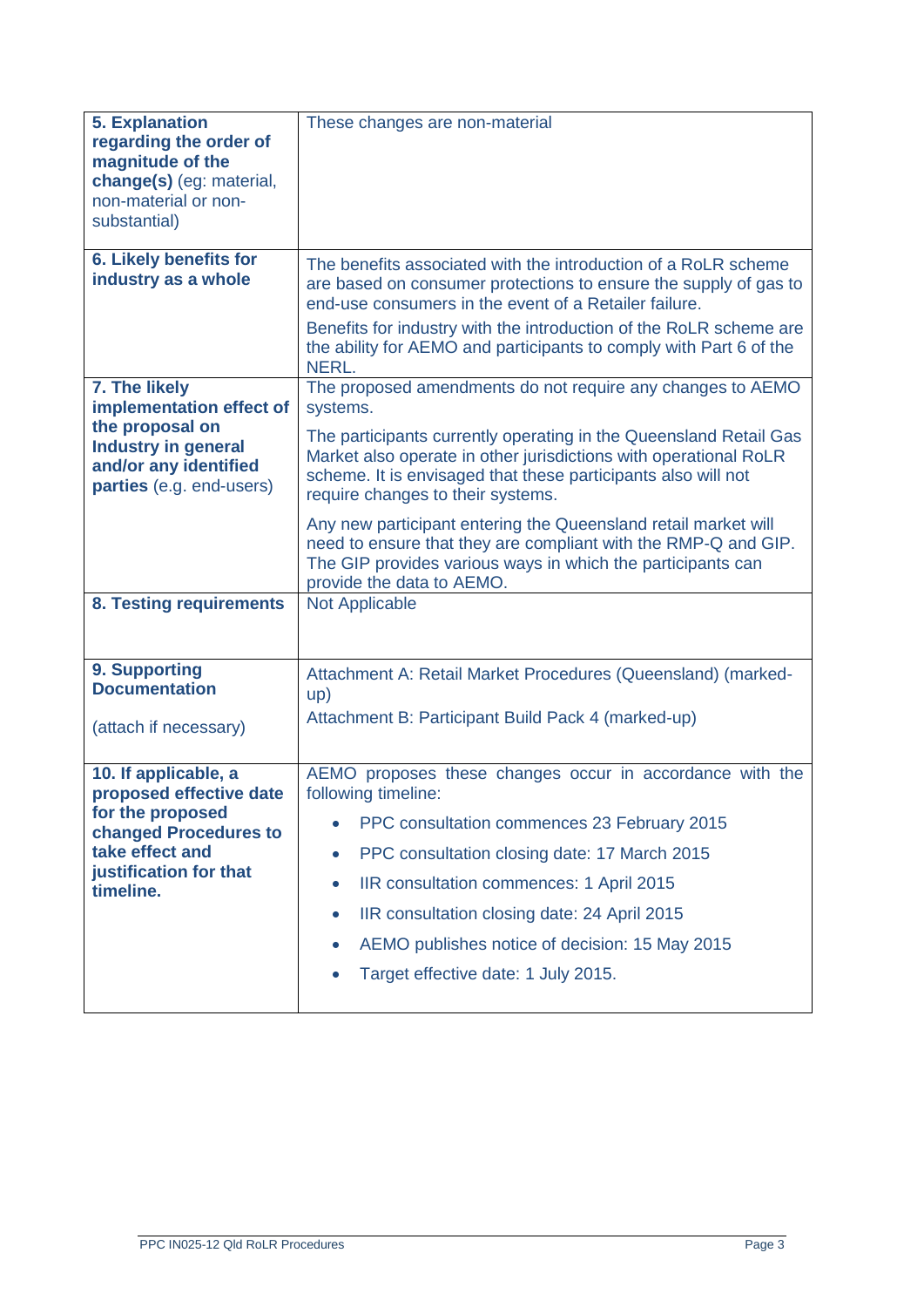| | |
|---|---|
| **5. Explanation regarding the order of magnitude of the change(s)** (eg: material, non-material or non-substantial) | These changes are non-material |
| **6. Likely benefits for industry as a whole** | The benefits associated with the introduction of a RoLR scheme are based on consumer protections to ensure the supply of gas to end-use consumers in the event of a Retailer failure.<br><br>Benefits for industry with the introduction of the RoLR scheme are the ability for AEMO and participants to comply with Part 6 of the NERL. |
| **7. The likely implementation effect of the proposal on Industry in general and/or any identified parties** (e.g. end-users) | The proposed amendments do not require any changes to AEMO systems.<br><br>The participants currently operating in the Queensland Retail Gas Market also operate in other jurisdictions with operational RoLR scheme. It is envisaged that these participants also will not require changes to their systems.<br><br>Any new participant entering the Queensland retail market will need to ensure that they are compliant with the RMP-Q and GIP. The GIP provides various ways in which the participants can provide the data to AEMO. |
| **8. Testing requirements** | Not Applicable |
| **9. Supporting Documentation**<br><br>(attach if necessary) | Attachment A: Retail Market Procedures (Queensland) (marked-up)<br><br>Attachment B: Participant Build Pack 4 (marked-up) |
| **10. If applicable, a proposed effective date for the proposed changed Procedures to take effect and justification for that timeline.** | AEMO proposes these changes occur in accordance with the following timeline:<br><br>• PPC consultation commences 23 February 2015<br>• PPC consultation closing date: 17 March 2015<br>• IIR consultation commences: 1 April 2015<br>• IIR consultation closing date: 24 April 2015<br>• AEMO publishes notice of decision: 15 May 2015<br>• Target effective date: 1 July 2015. |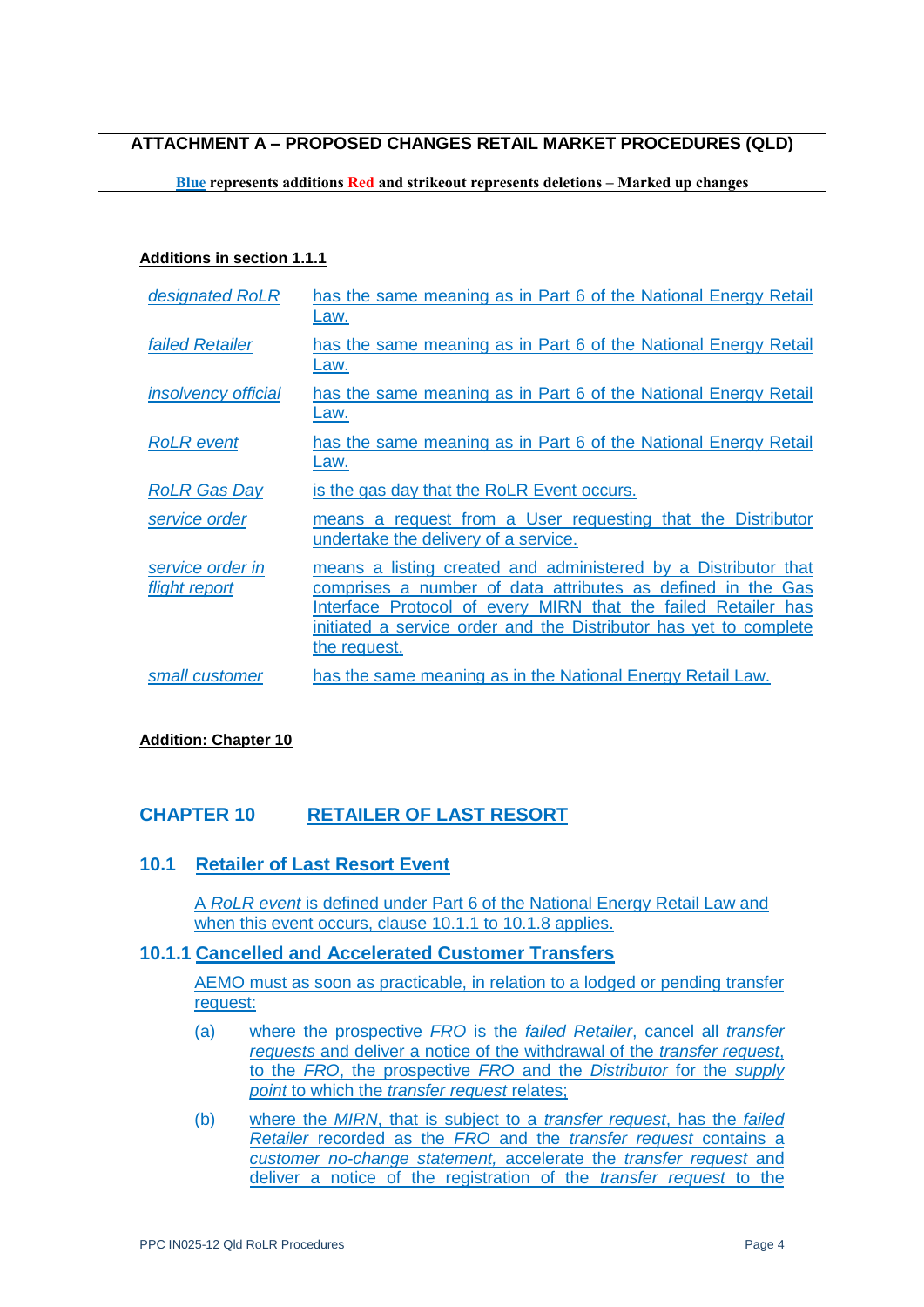**ATTACHMENT A – PROPOSED CHANGES RETAIL MARKET PROCEDURES (QLD)**

**Blue represents additions Red and strikeout represents deletions – Marked up changes**

**Additions in section 1.1.1**

| | |
|---|---|
| *designated RoLR* | has the same meaning as in Part 6 of the National Energy Retail Law. |
| *failed Retailer* | has the same meaning as in Part 6 of the National Energy Retail Law. |
| *insolvency official* | has the same meaning as in Part 6 of the National Energy Retail Law. |
| *RoLR event* | has the same meaning as in Part 6 of the National Energy Retail Law. |
| *RoLR Gas Day* | is the gas day that the RoLR Event occurs. |
| *service order* | means a request from a User requesting that the Distributor undertake the delivery of a service. |
| *service order in flight report* | means a listing created and administered by a Distributor that comprises a number of data attributes as defined in the Gas Interface Protocol of every MIRN that the failed Retailer has initiated a service order and the Distributor has yet to complete the request. |
| *small customer* | has the same meaning as in the National Energy Retail Law. |

**Addition: Chapter 10**

# CHAPTER 10 RETAILER OF LAST RESORT

## 10.1 Retailer of Last Resort Event

A *RoLR event* is defined under Part 6 of the National Energy Retail Law and when this event occurs, clause 10.1.1 to 10.1.8 applies.

### 10.1.1 Cancelled and Accelerated Customer Transfers

AEMO must as soon as practicable, in relation to a lodged or pending transfer request:

(a) where the prospective *FRO* is the *failed Retailer*, cancel all *transfer requests* and deliver a notice of the withdrawal of the *transfer request*, to the *FRO*, the prospective *FRO* and the *Distributor* for the *supply point* to which the *transfer request* relates;

(b) where the *MIRN*, that is subject to a *transfer request*, has the *failed Retailer* recorded as the *FRO* and the *transfer request* contains a *customer no-change statement,* accelerate the *transfer request* and deliver a notice of the registration of the *transfer request* to the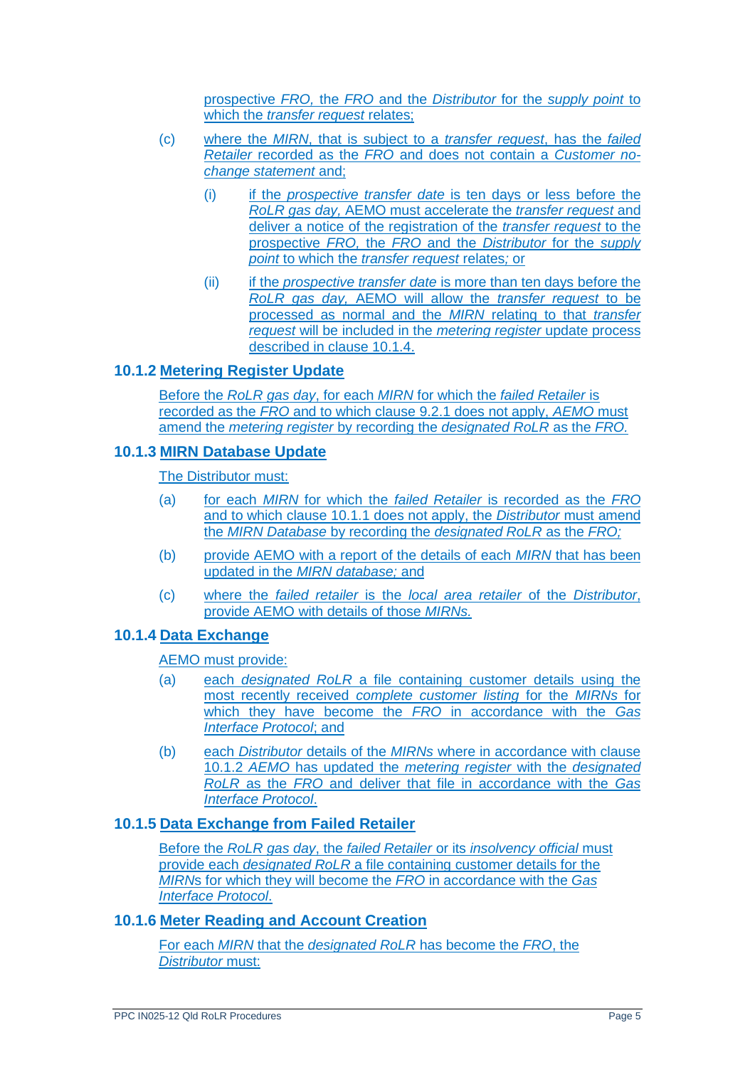prospective *FRO,* the *FRO* and the *Distributor* for the *supply point* to which the *transfer request* relates;

(c) where the *MIRN*, that is subject to a *transfer request*, has the *failed Retailer* recorded as the *FRO* and does not contain a *Customer no-change statement* and;

(i) if the *prospective transfer date* is ten days or less before the *RoLR gas day,* AEMO must accelerate the *transfer request* and deliver a notice of the registration of the *transfer request* to the prospective *FRO,* the *FRO* and the *Distributor* for the *supply point* to which the *transfer request* relates*;* or

(ii) if the *prospective transfer date* is more than ten days before the *RoLR gas day,* AEMO will allow the *transfer request* to be processed as normal and the *MIRN* relating to that *transfer request* will be included in the *metering register* update process described in clause 10.1.4.

### 10.1.2 Metering Register Update

Before the *RoLR gas day*, for each *MIRN* for which the *failed Retailer* is recorded as the *FRO* and to which clause 9.2.1 does not apply, *AEMO* must amend the *metering register* by recording the *designated RoLR* as the *FRO.*

### 10.1.3 MIRN Database Update

The Distributor must:

(a) for each *MIRN* for which the *failed Retailer* is recorded as the *FRO* and to which clause 10.1.1 does not apply, the *Distributor* must amend the *MIRN Database* by recording the *designated RoLR* as the *FRO;*

(b) provide AEMO with a report of the details of each *MIRN* that has been updated in the *MIRN database;* and

(c) where the *failed retailer* is the *local area retailer* of the *Distributor*, provide AEMO with details of those *MIRNs.*

### 10.1.4 Data Exchange

AEMO must provide:

(a) each *designated RoLR* a file containing customer details using the most recently received *complete customer listing* for the *MIRNs* for which they have become the *FRO* in accordance with the *Gas Interface Protocol*; and

(b) each *Distributor* details of the *MIRNs* where in accordance with clause 10.1.2 *AEMO* has updated the *metering register* with the *designated RoLR* as the *FRO* and deliver that file in accordance with the *Gas Interface Protocol*.

### 10.1.5 Data Exchange from Failed Retailer

Before the *RoLR gas day*, the *failed Retailer* or its *insolvency official* must provide each *designated RoLR* a file containing customer details for the *MIRN*s for which they will become the *FRO* in accordance with the *Gas Interface Protocol*.

### 10.1.6 Meter Reading and Account Creation

For each *MIRN* that the *designated RoLR* has become the *FRO*, the *Distributor* must: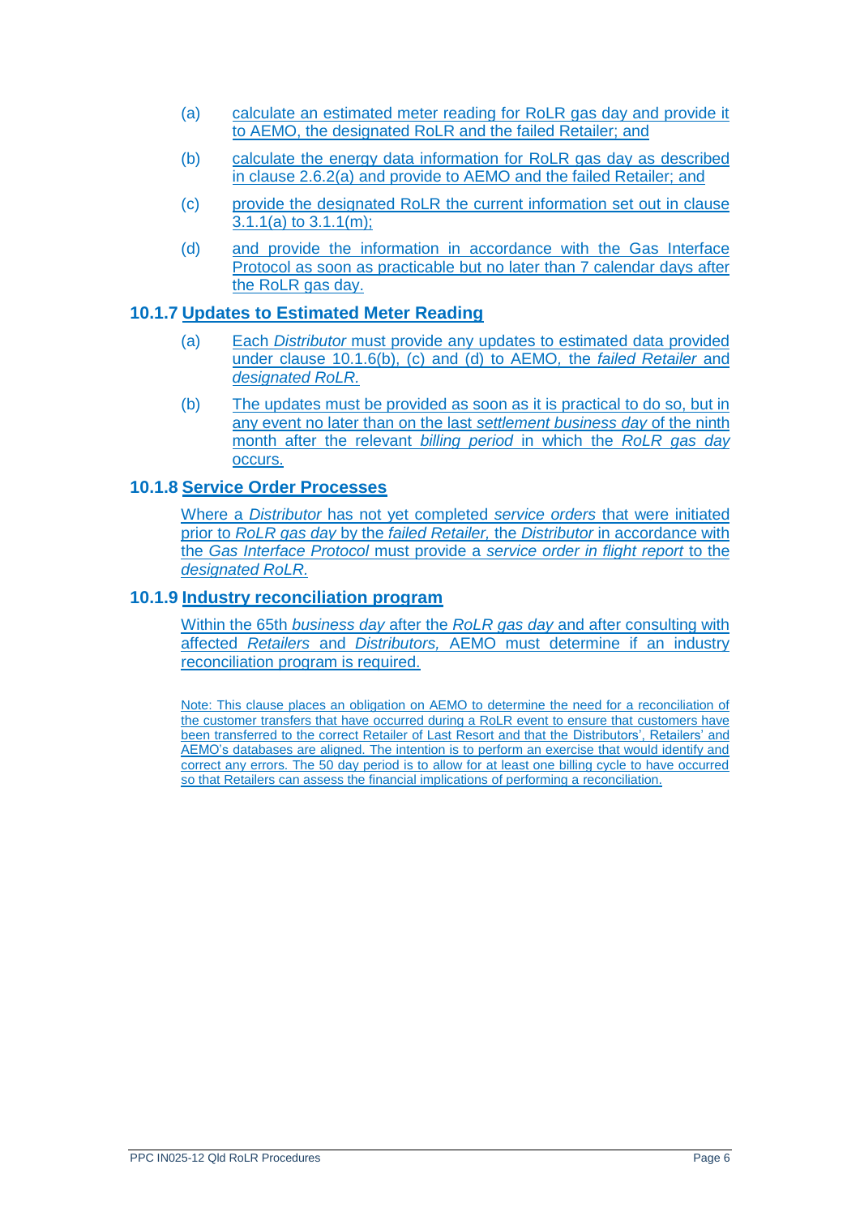(a) calculate an estimated meter reading for RoLR gas day and provide it to AEMO, the designated RoLR and the failed Retailer; and

(b) calculate the energy data information for RoLR gas day as described in clause 2.6.2(a) and provide to AEMO and the failed Retailer; and

(c) provide the designated RoLR the current information set out in clause 3.1.1(a) to 3.1.1(m);

(d) and provide the information in accordance with the Gas Interface Protocol as soon as practicable but no later than 7 calendar days after the RoLR gas day.

### 10.1.7 Updates to Estimated Meter Reading

(a) Each *Distributor* must provide any updates to estimated data provided under clause 10.1.6(b), (c) and (d) to AEMO, the *failed Retailer* and *designated RoLR*.

(b) The updates must be provided as soon as it is practical to do so, but in any event no later than on the last *settlement business day* of the ninth month after the relevant *billing period* in which the *RoLR gas day* occurs.

### 10.1.8 Service Order Processes

Where a *Distributor* has not yet completed *service orders* that were initiated prior to *RoLR gas day* by the *failed Retailer*, the *Distributor* in accordance with the *Gas Interface Protocol* must provide a *service order in flight report* to the *designated RoLR*.

### 10.1.9 Industry reconciliation program

Within the 65th *business day* after the *RoLR gas day* and after consulting with affected *Retailers* and *Distributors*, AEMO must determine if an industry reconciliation program is required.

Note: This clause places an obligation on AEMO to determine the need for a reconciliation of the customer transfers that have occurred during a RoLR event to ensure that customers have been transferred to the correct Retailer of Last Resort and that the Distributors', Retailers' and AEMO's databases are aligned. The intention is to perform an exercise that would identify and correct any errors. The 50 day period is to allow for at least one billing cycle to have occurred so that Retailers can assess the financial implications of performing a reconciliation.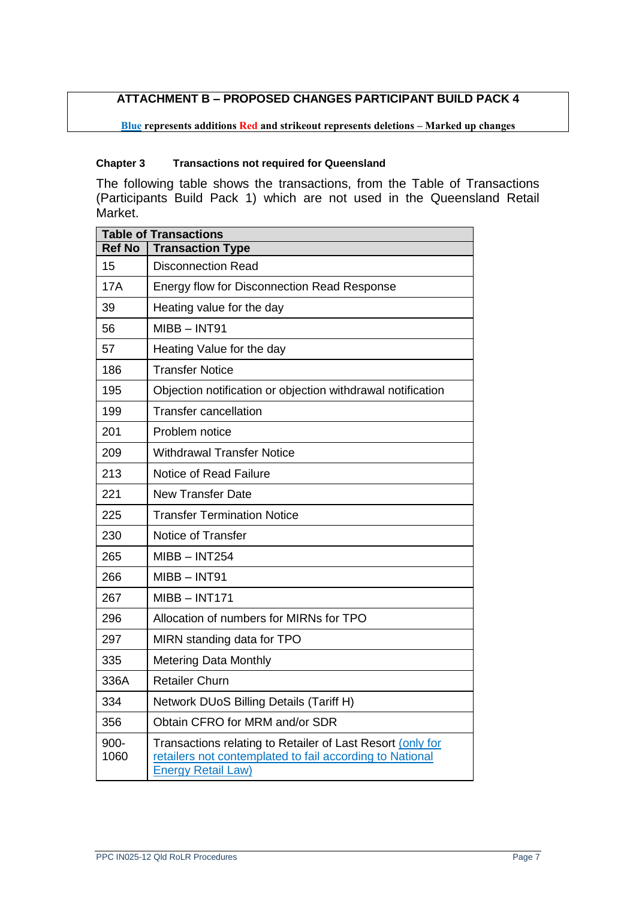**ATTACHMENT B – PROPOSED CHANGES PARTICIPANT BUILD PACK 4**

**Blue represents additions Red and strikeout represents deletions – Marked up changes**

### Chapter 3 Transactions not required for Queensland

The following table shows the transactions, from the Table of Transactions (Participants Build Pack 1) which are not used in the Queensland Retail Market.

| Table of Transactions | |
|---|---|
| **Ref No** | **Transaction Type** |
| 15 | Disconnection Read |
| 17A | Energy flow for Disconnection Read Response |
| 39 | Heating value for the day |
| 56 | MIBB – INT91 |
| 57 | Heating Value for the day |
| 186 | Transfer Notice |
| 195 | Objection notification or objection withdrawal notification |
| 199 | Transfer cancellation |
| 201 | Problem notice |
| 209 | Withdrawal Transfer Notice |
| 213 | Notice of Read Failure |
| 221 | New Transfer Date |
| 225 | Transfer Termination Notice |
| 230 | Notice of Transfer |
| 265 | MIBB – INT254 |
| 266 | MIBB – INT91 |
| 267 | MIBB – INT171 |
| 296 | Allocation of numbers for MIRNs for TPO |
| 297 | MIRN standing data for TPO |
| 335 | Metering Data Monthly |
| 336A | Retailer Churn |
| 334 | Network DUoS Billing Details (Tariff H) |
| 356 | Obtain CFRO for MRM and/or SDR |
| 900-1060 | Transactions relating to Retailer of Last Resort (only for retailers not contemplated to fail according to National Energy Retail Law) |